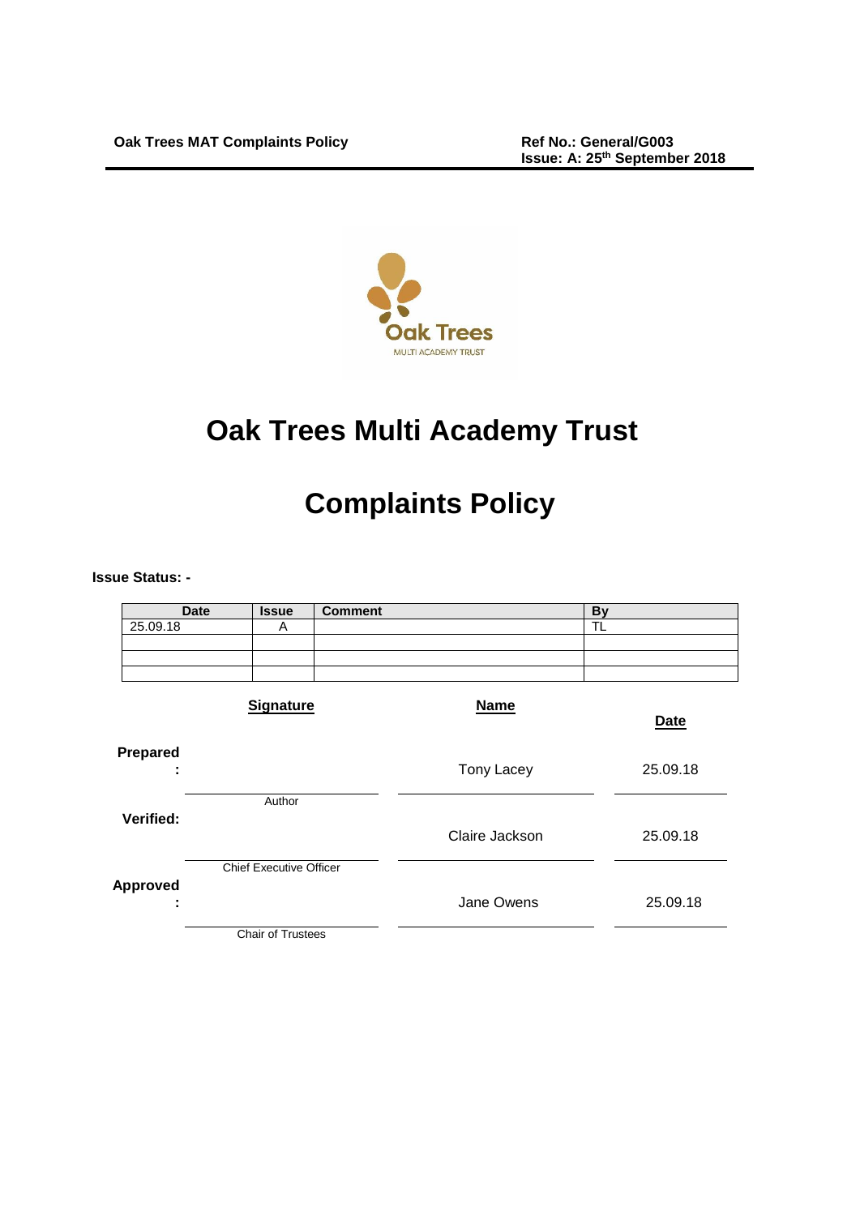# Oak Trees Multi Academy Trust

# Complaints Policy

**Issue Status: -**

| Date | Issue | Comment | By |
|---|---|---|---|
| 25.09.18 | A | | TL |
| | | | |
| | | | |
| | | | |

| | Signature | Name | Date |
|---|---|---|---|
| **Prepared:** | Author | Tony Lacey | 25.09.18 |
| **Verified:** | Chief Executive Officer | Claire Jackson | 25.09.18 |
| **Approved:** | Chair of Trustees | Jane Owens | 25.09.18 |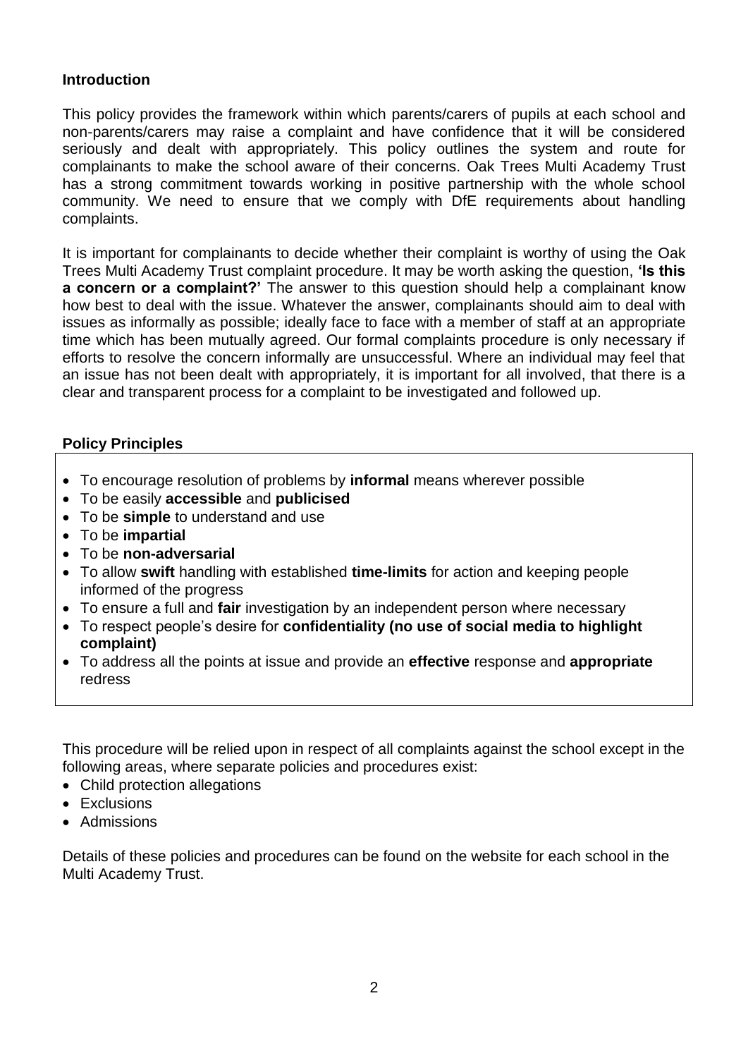## Introduction

This policy provides the framework within which parents/carers of pupils at each school and non-parents/carers may raise a complaint and have confidence that it will be considered seriously and dealt with appropriately. This policy outlines the system and route for complainants to make the school aware of their concerns. Oak Trees Multi Academy Trust has a strong commitment towards working in positive partnership with the whole school community. We need to ensure that we comply with DfE requirements about handling complaints.

It is important for complainants to decide whether their complaint is worthy of using the Oak Trees Multi Academy Trust complaint procedure. It may be worth asking the question, **'Is this a concern or a complaint?'** The answer to this question should help a complainant know how best to deal with the issue. Whatever the answer, complainants should aim to deal with issues as informally as possible; ideally face to face with a member of staff at an appropriate time which has been mutually agreed. Our formal complaints procedure is only necessary if efforts to resolve the concern informally are unsuccessful. Where an individual may feel that an issue has not been dealt with appropriately, it is important for all involved, that there is a clear and transparent process for a complaint to be investigated and followed up.

## Policy Principles

- To encourage resolution of problems by **informal** means wherever possible
- To be easily **accessible** and **publicised**
- To be **simple** to understand and use
- To be **impartial**
- To be **non-adversarial**
- To allow **swift** handling with established **time-limits** for action and keeping people informed of the progress
- To ensure a full and **fair** investigation by an independent person where necessary
- To respect people's desire for **confidentiality (no use of social media to highlight complaint)**
- To address all the points at issue and provide an **effective** response and **appropriate** redress

This procedure will be relied upon in respect of all complaints against the school except in the following areas, where separate policies and procedures exist:

- Child protection allegations
- Exclusions
- Admissions

Details of these policies and procedures can be found on the website for each school in the Multi Academy Trust.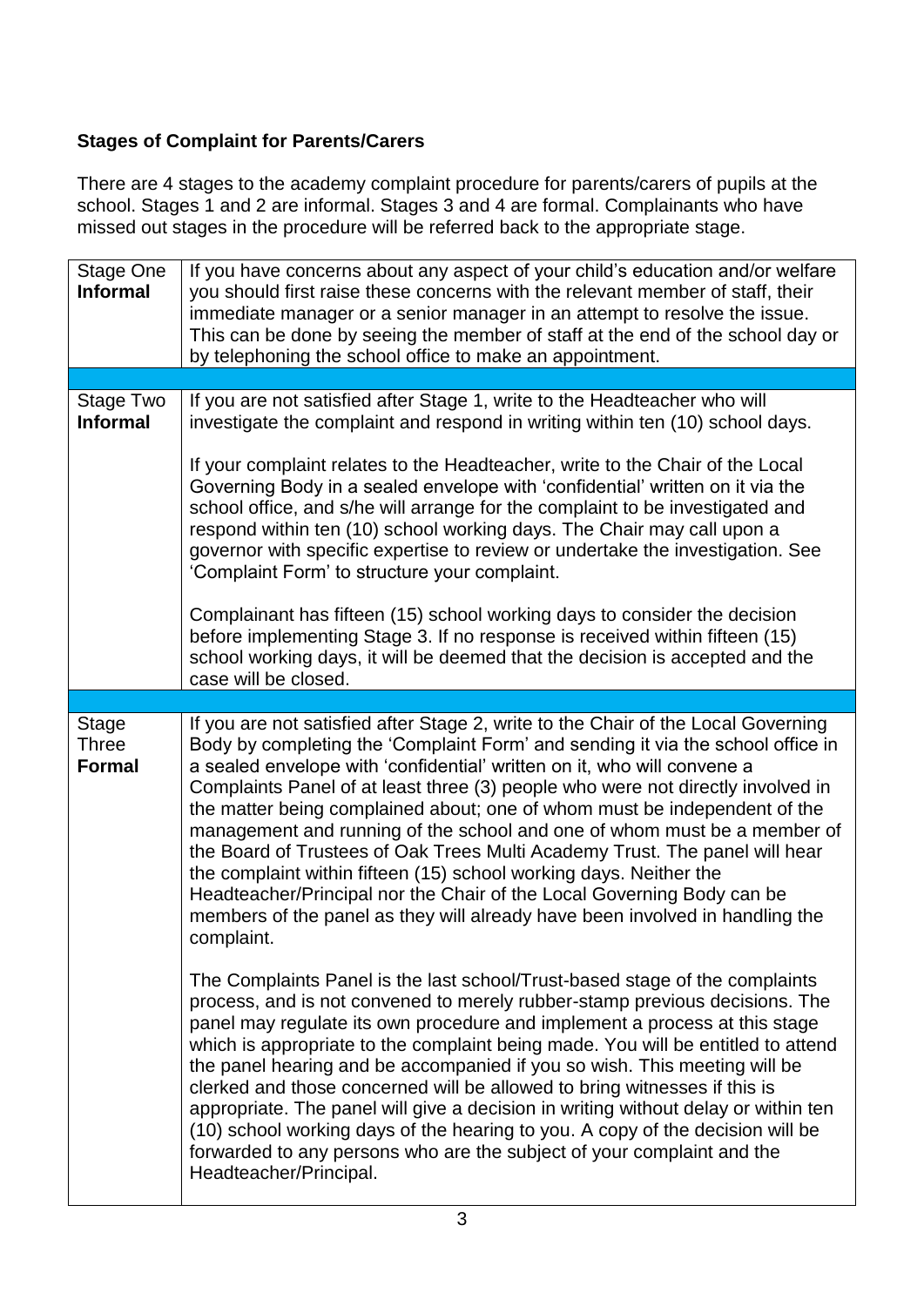**Stages of Complaint for Parents/Carers**

There are 4 stages to the academy complaint procedure for parents/carers of pupils at the school. Stages 1 and 2 are informal. Stages 3 and 4 are formal. Complainants who have missed out stages in the procedure will be referred back to the appropriate stage.

| Stage | Description |
|---|---|
| Stage One **Informal** | If you have concerns about any aspect of your child's education and/or welfare you should first raise these concerns with the relevant member of staff, their immediate manager or a senior manager in an attempt to resolve the issue. This can be done by seeing the member of staff at the end of the school day or by telephoning the school office to make an appointment. |
| Stage Two **Informal** | If you are not satisfied after Stage 1, write to the Headteacher who will investigate the complaint and respond in writing within ten (10) school days.<br><br>If your complaint relates to the Headteacher, write to the Chair of the Local Governing Body in a sealed envelope with 'confidential' written on it via the school office, and s/he will arrange for the complaint to be investigated and respond within ten (10) school working days. The Chair may call upon a governor with specific expertise to review or undertake the investigation. See 'Complaint Form' to structure your complaint.<br><br>Complainant has fifteen (15) school working days to consider the decision before implementing Stage 3. If no response is received within fifteen (15) school working days, it will be deemed that the decision is accepted and the case will be closed. |
| Stage Three **Formal** | If you are not satisfied after Stage 2, write to the Chair of the Local Governing Body by completing the 'Complaint Form' and sending it via the school office in a sealed envelope with 'confidential' written on it, who will convene a Complaints Panel of at least three (3) people who were not directly involved in the matter being complained about; one of whom must be independent of the management and running of the school and one of whom must be a member of the Board of Trustees of Oak Trees Multi Academy Trust. The panel will hear the complaint within fifteen (15) school working days. Neither the Headteacher/Principal nor the Chair of the Local Governing Body can be members of the panel as they will already have been involved in handling the complaint.<br><br>The Complaints Panel is the last school/Trust-based stage of the complaints process, and is not convened to merely rubber-stamp previous decisions. The panel may regulate its own procedure and implement a process at this stage which is appropriate to the complaint being made. You will be entitled to attend the panel hearing and be accompanied if you so wish. This meeting will be clerked and those concerned will be allowed to bring witnesses if this is appropriate. The panel will give a decision in writing without delay or within ten (10) school working days of the hearing to you. A copy of the decision will be forwarded to any persons who are the subject of your complaint and the Headteacher/Principal. |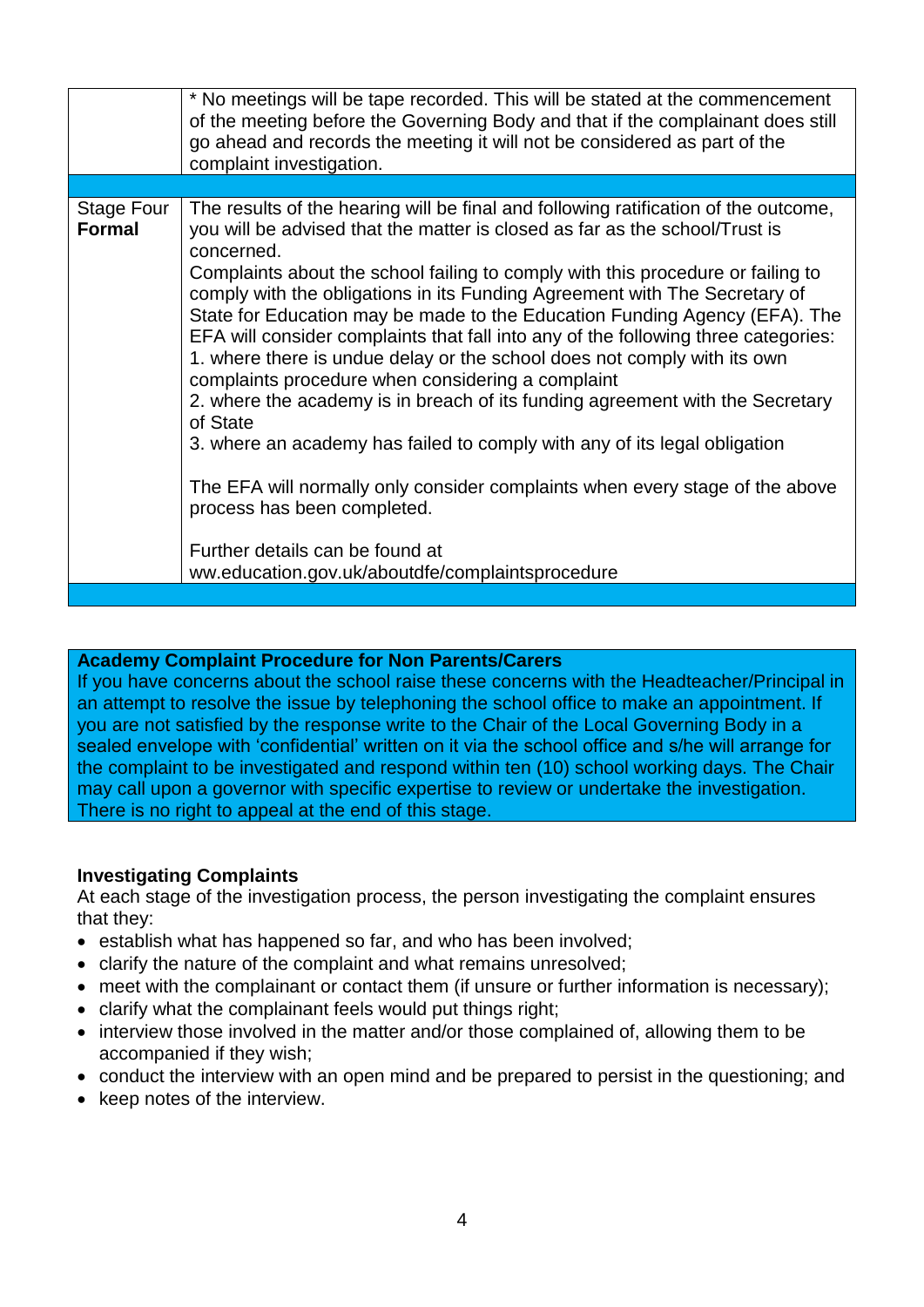| | |
|---|---|
| | * No meetings will be tape recorded. This will be stated at the commencement of the meeting before the Governing Body and that if the complainant does still go ahead and records the meeting it will not be considered as part of the complaint investigation. |
| | |
| Stage Four **Formal** | The results of the hearing will be final and following ratification of the outcome, you will be advised that the matter is closed as far as the school/Trust is concerned.<br>Complaints about the school failing to comply with this procedure or failing to comply with the obligations in its Funding Agreement with The Secretary of State for Education may be made to the Education Funding Agency (EFA). The EFA will consider complaints that fall into any of the following three categories:<br>1. where there is undue delay or the school does not comply with its own complaints procedure when considering a complaint<br>2. where the academy is in breach of its funding agreement with the Secretary of State<br>3. where an academy has failed to comply with any of its legal obligation<br><br>The EFA will normally only consider complaints when every stage of the above process has been completed.<br><br>Further details can be found at ww.education.gov.uk/aboutdfe/complaintsprocedure |
| | |

**Academy Complaint Procedure for Non Parents/Carers**
If you have concerns about the school raise these concerns with the Headteacher/Principal in an attempt to resolve the issue by telephoning the school office to make an appointment. If you are not satisfied by the response write to the Chair of the Local Governing Body in a sealed envelope with 'confidential' written on it via the school office and s/he will arrange for the complaint to be investigated and respond within ten (10) school working days. The Chair may call upon a governor with specific expertise to review or undertake the investigation. There is no right to appeal at the end of this stage.

**Investigating Complaints**
At each stage of the investigation process, the person investigating the complaint ensures that they:

- establish what has happened so far, and who has been involved;
- clarify the nature of the complaint and what remains unresolved;
- meet with the complainant or contact them (if unsure or further information is necessary);
- clarify what the complainant feels would put things right;
- interview those involved in the matter and/or those complained of, allowing them to be accompanied if they wish;
- conduct the interview with an open mind and be prepared to persist in the questioning; and
- keep notes of the interview.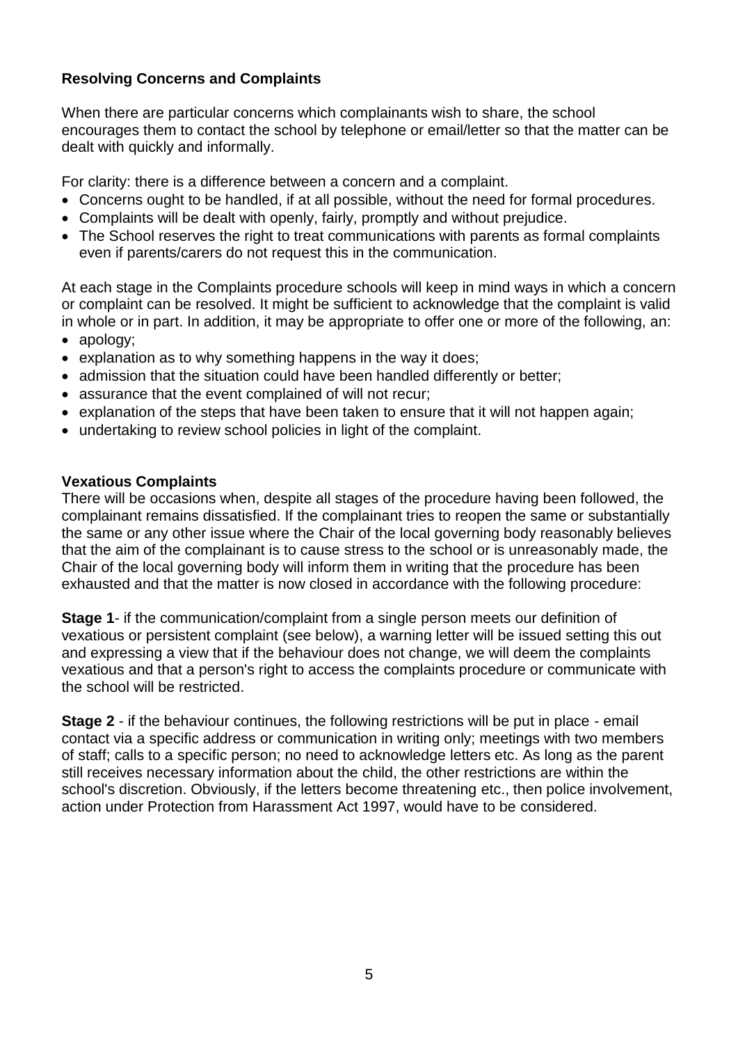**Resolving Concerns and Complaints**

When there are particular concerns which complainants wish to share, the school encourages them to contact the school by telephone or email/letter so that the matter can be dealt with quickly and informally.

For clarity: there is a difference between a concern and a complaint.

- Concerns ought to be handled, if at all possible, without the need for formal procedures.
- Complaints will be dealt with openly, fairly, promptly and without prejudice.
- The School reserves the right to treat communications with parents as formal complaints even if parents/carers do not request this in the communication.

At each stage in the Complaints procedure schools will keep in mind ways in which a concern or complaint can be resolved. It might be sufficient to acknowledge that the complaint is valid in whole or in part. In addition, it may be appropriate to offer one or more of the following, an:

- apology;
- explanation as to why something happens in the way it does;
- admission that the situation could have been handled differently or better;
- assurance that the event complained of will not recur;
- explanation of the steps that have been taken to ensure that it will not happen again;
- undertaking to review school policies in light of the complaint.

**Vexatious Complaints**

There will be occasions when, despite all stages of the procedure having been followed, the complainant remains dissatisfied. If the complainant tries to reopen the same or substantially the same or any other issue where the Chair of the local governing body reasonably believes that the aim of the complainant is to cause stress to the school or is unreasonably made, the Chair of the local governing body will inform them in writing that the procedure has been exhausted and that the matter is now closed in accordance with the following procedure:

**Stage 1**- if the communication/complaint from a single person meets our definition of vexatious or persistent complaint (see below), a warning letter will be issued setting this out and expressing a view that if the behaviour does not change, we will deem the complaints vexatious and that a person's right to access the complaints procedure or communicate with the school will be restricted.

**Stage 2** - if the behaviour continues, the following restrictions will be put in place - email contact via a specific address or communication in writing only; meetings with two members of staff; calls to a specific person; no need to acknowledge letters etc. As long as the parent still receives necessary information about the child, the other restrictions are within the school's discretion. Obviously, if the letters become threatening etc., then police involvement, action under Protection from Harassment Act 1997, would have to be considered.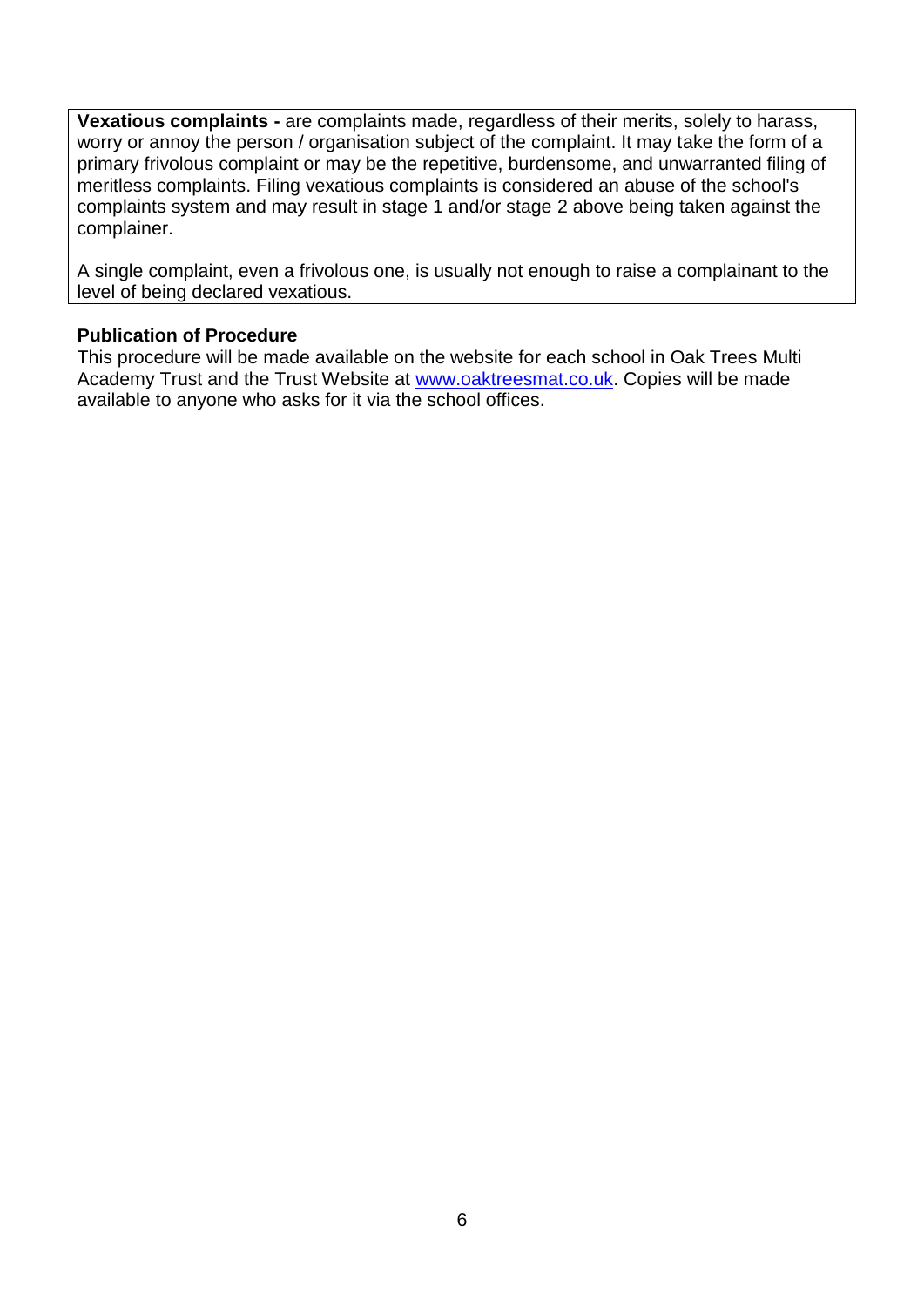**Vexatious complaints -** are complaints made, regardless of their merits, solely to harass, worry or annoy the person / organisation subject of the complaint. It may take the form of a primary frivolous complaint or may be the repetitive, burdensome, and unwarranted filing of meritless complaints. Filing vexatious complaints is considered an abuse of the school's complaints system and may result in stage 1 and/or stage 2 above being taken against the complainer.

A single complaint, even a frivolous one, is usually not enough to raise a complainant to the level of being declared vexatious.

**Publication of Procedure**

This procedure will be made available on the website for each school in Oak Trees Multi Academy Trust and the Trust Website at [www.oaktreesmat.co.uk](http://www.oaktreesmat.co.uk). Copies will be made available to anyone who asks for it via the school offices.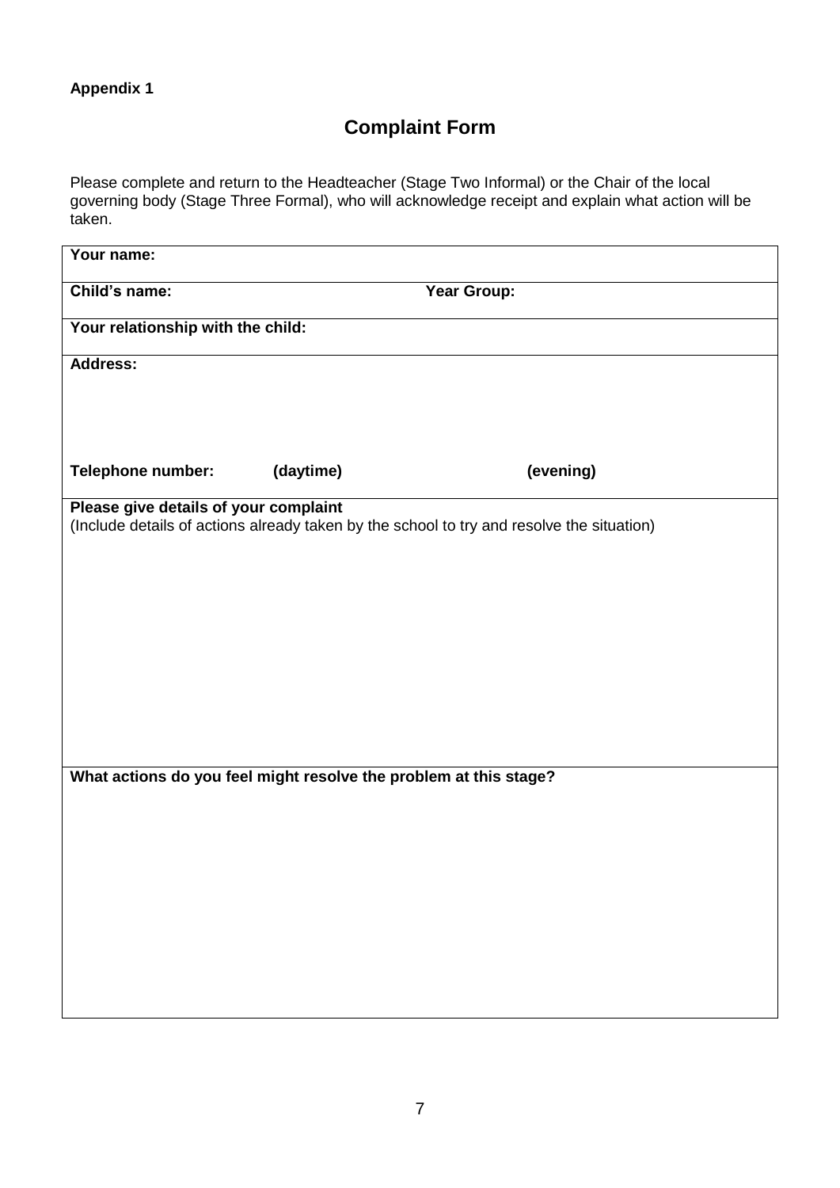**Appendix 1**

# Complaint Form

Please complete and return to the Headteacher (Stage Two Informal) or the Chair of the local governing body (Stage Three Formal), who will acknowledge receipt and explain what action will be taken.

| **Your name:** | |
|---|---|
| **Child's name:** | **Year Group:** |
| **Your relationship with the child:** | |
| **Address:**<br><br><br><br>**Telephone number: (daytime)** | **(evening)** |
| **Please give details of your complaint**<br>(Include details of actions already taken by the school to try and resolve the situation) | |
| **What actions do you feel might resolve the problem at this stage?** | |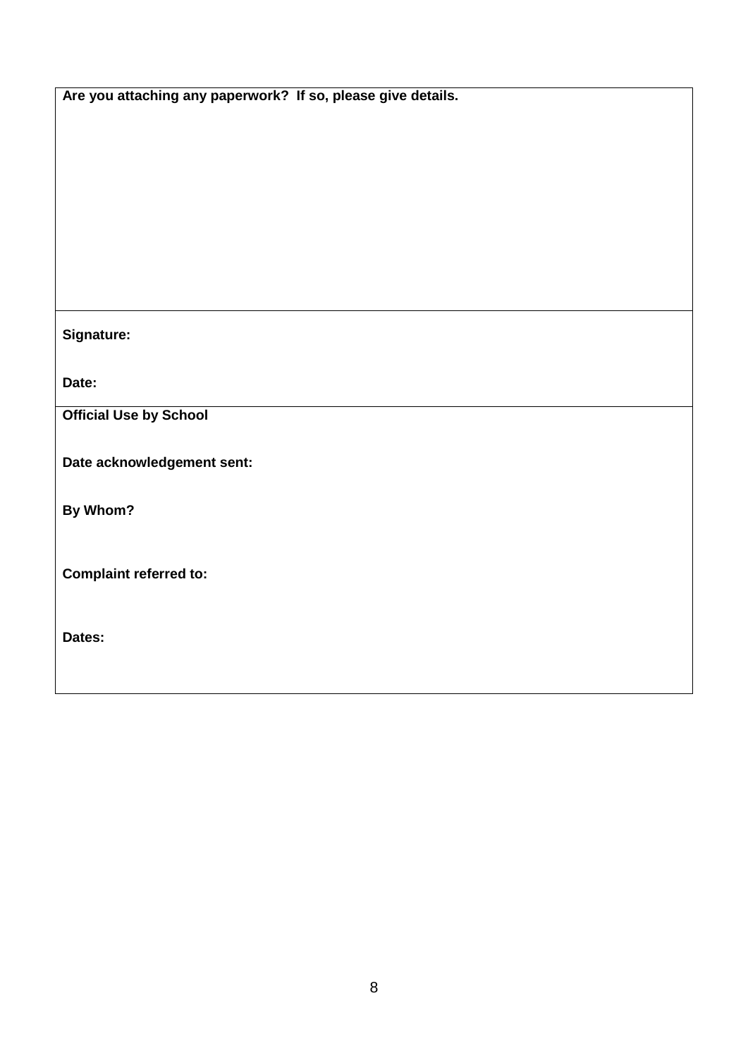| |
|---|
| **Are you attaching any paperwork? If so, please give details.** |
| **Signature:**<br><br>**Date:** |
| **Official Use by School**<br><br>**Date acknowledgement sent:**<br><br>**By Whom?**<br><br>**Complaint referred to:**<br><br>**Dates:** |